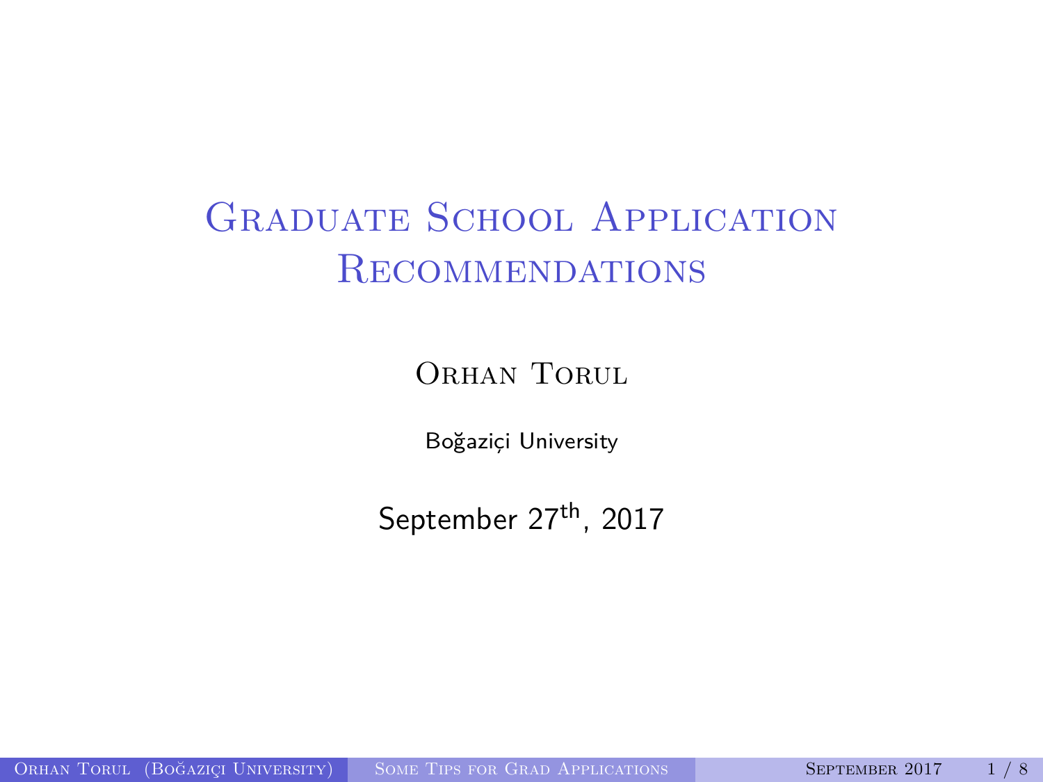# Graduate School Application Recommendations

Orhan Torul

Boğaziçi University

September 27$^{\text{th}}$, 2017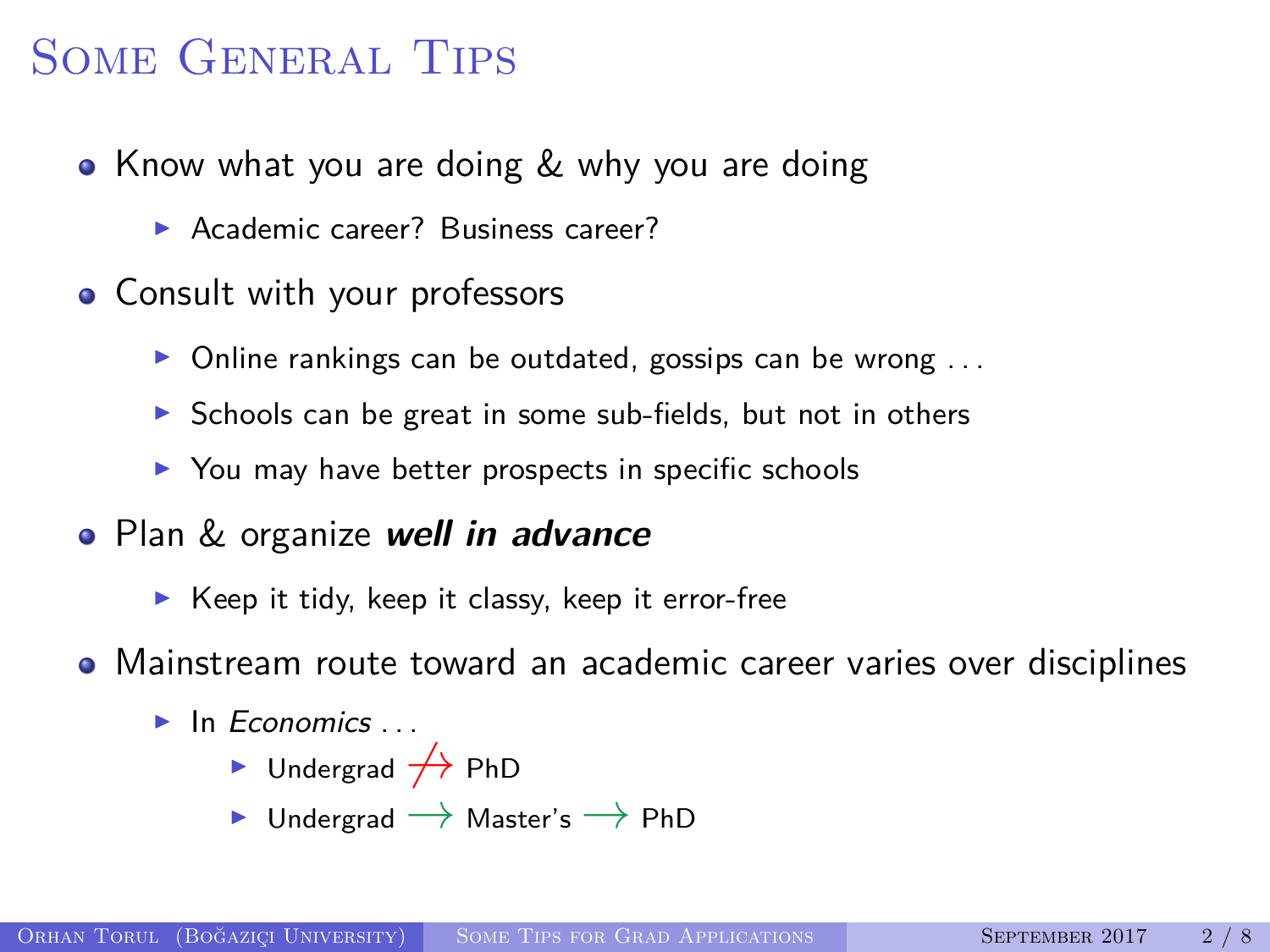# Some General Tips

- Know what you are doing & why you are doing
  - Academic career? Business career?
- Consult with your professors
  - Online rankings can be outdated, gossips can be wrong ...
  - Schools can be great in some sub-fields, but not in others
  - You may have better prospects in specific schools
- Plan & organize ***well in advance***
  - Keep it tidy, keep it classy, keep it error-free
- Mainstream route toward an academic career varies over disciplines
  - In *Economics* ...
    - Undergrad $\not\rightarrow$ PhD
    - Undergrad $\longrightarrow$ Master's $\longrightarrow$ PhD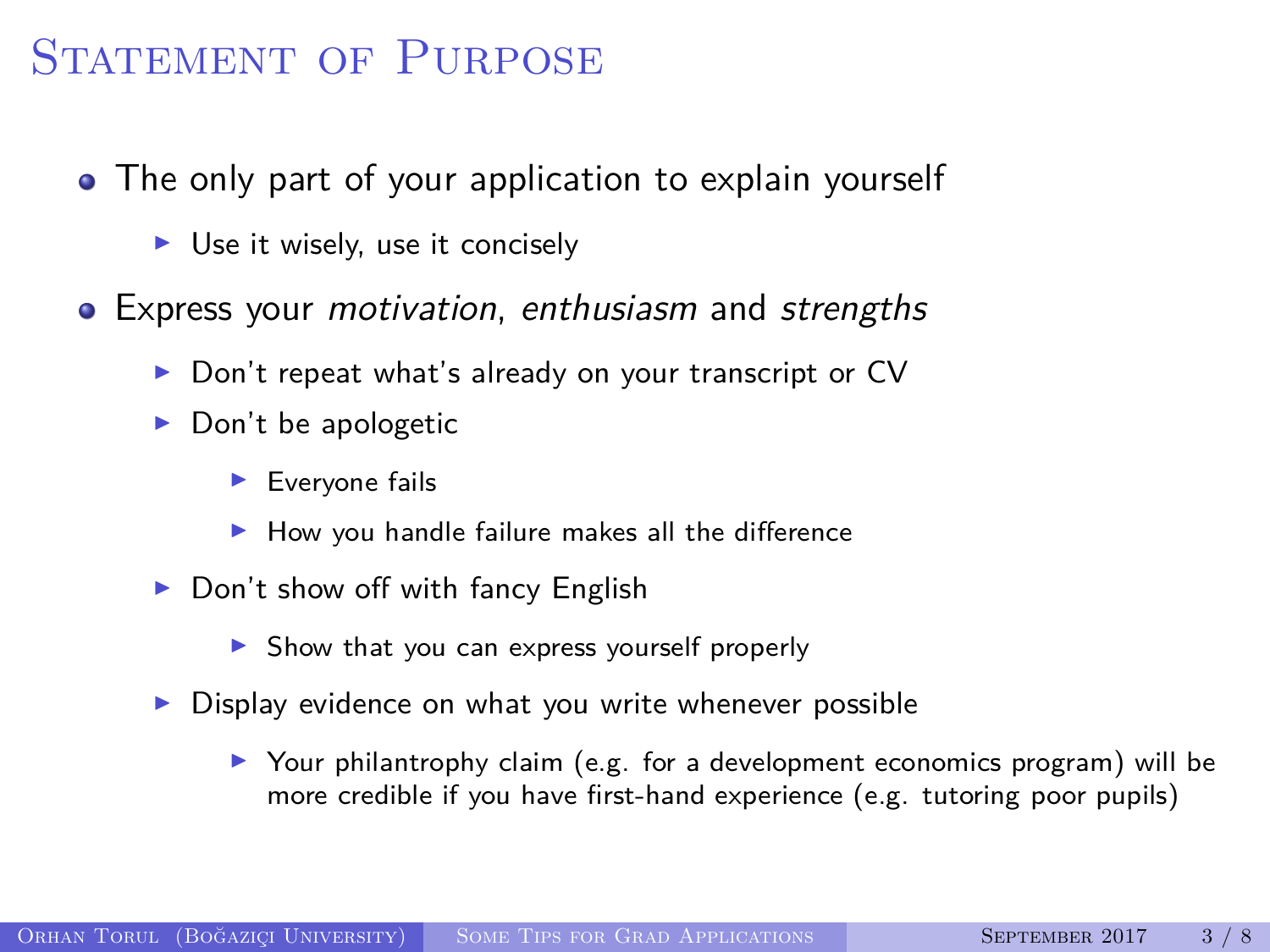# Statement of Purpose

- The only part of your application to explain yourself
  - Use it wisely, use it concisely
- Express your *motivation*, *enthusiasm* and *strengths*
  - Don't repeat what's already on your transcript or CV
  - Don't be apologetic
    - Everyone fails
    - How you handle failure makes all the difference
  - Don't show off with fancy English
    - Show that you can express yourself properly
  - Display evidence on what you write whenever possible
    - Your philantrophy claim (e.g. for a development economics program) will be more credible if you have first-hand experience (e.g. tutoring poor pupils)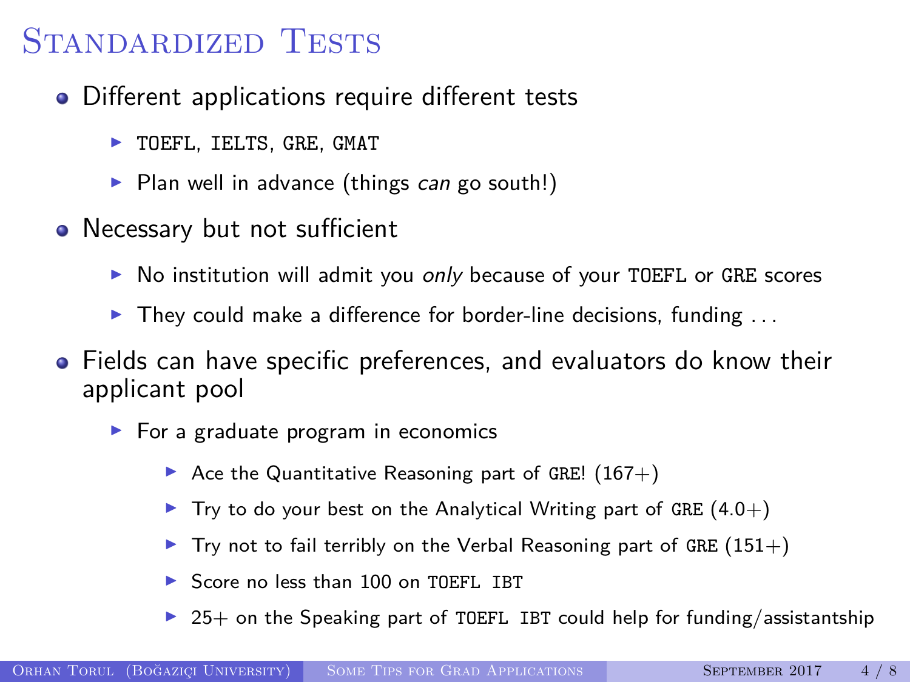# Standardized Tests

- Different applications require different tests
  - TOEFL, IELTS, GRE, GMAT
  - Plan well in advance (things *can* go south!)
- Necessary but not sufficient
  - No institution will admit you *only* because of your TOEFL or GRE scores
  - They could make a difference for border-line decisions, funding ...
- Fields can have specific preferences, and evaluators do know their applicant pool
  - For a graduate program in economics
    - Ace the Quantitative Reasoning part of GRE! (167+)
    - Try to do your best on the Analytical Writing part of GRE (4.0+)
    - Try not to fail terribly on the Verbal Reasoning part of GRE (151+)
    - Score no less than 100 on TOEFL IBT
    - 25+ on the Speaking part of TOEFL IBT could help for funding/assistantship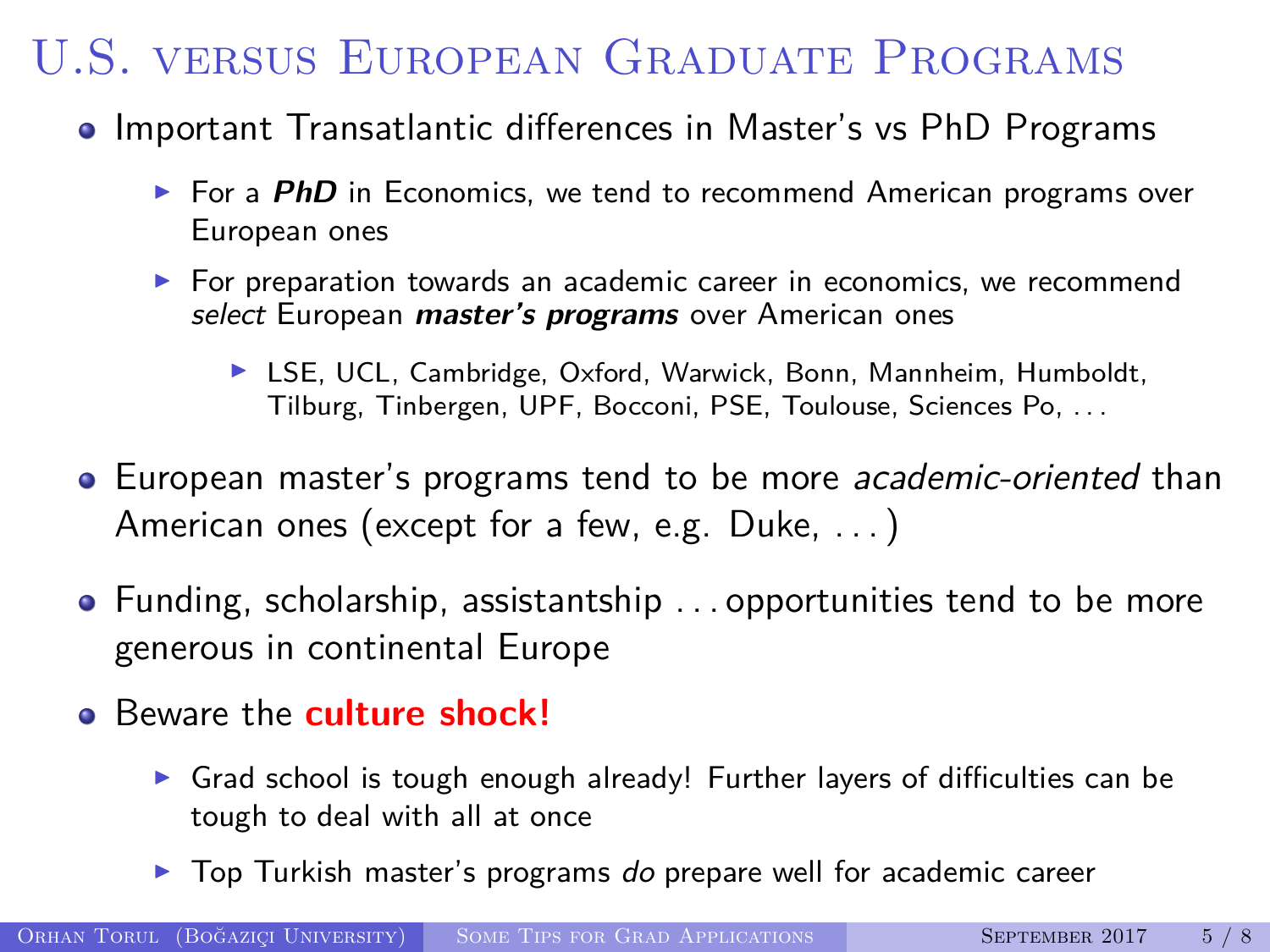# U.S. versus European Graduate Programs

- Important Transatlantic differences in Master's vs PhD Programs
  - For a ***PhD*** in Economics, we tend to recommend American programs over European ones
  - For preparation towards an academic career in economics, we recommend *select* European ***master's programs*** over American ones
    - LSE, UCL, Cambridge, Oxford, Warwick, Bonn, Mannheim, Humboldt, Tilburg, Tinbergen, UPF, Bocconi, PSE, Toulouse, Sciences Po, ...
- European master's programs tend to be more *academic-oriented* than American ones (except for a few, e.g. Duke, ...)
- Funding, scholarship, assistantship ... opportunities tend to be more generous in continental Europe
- Beware the **culture shock!**
  - Grad school is tough enough already! Further layers of difficulties can be tough to deal with all at once
  - Top Turkish master's programs *do* prepare well for academic career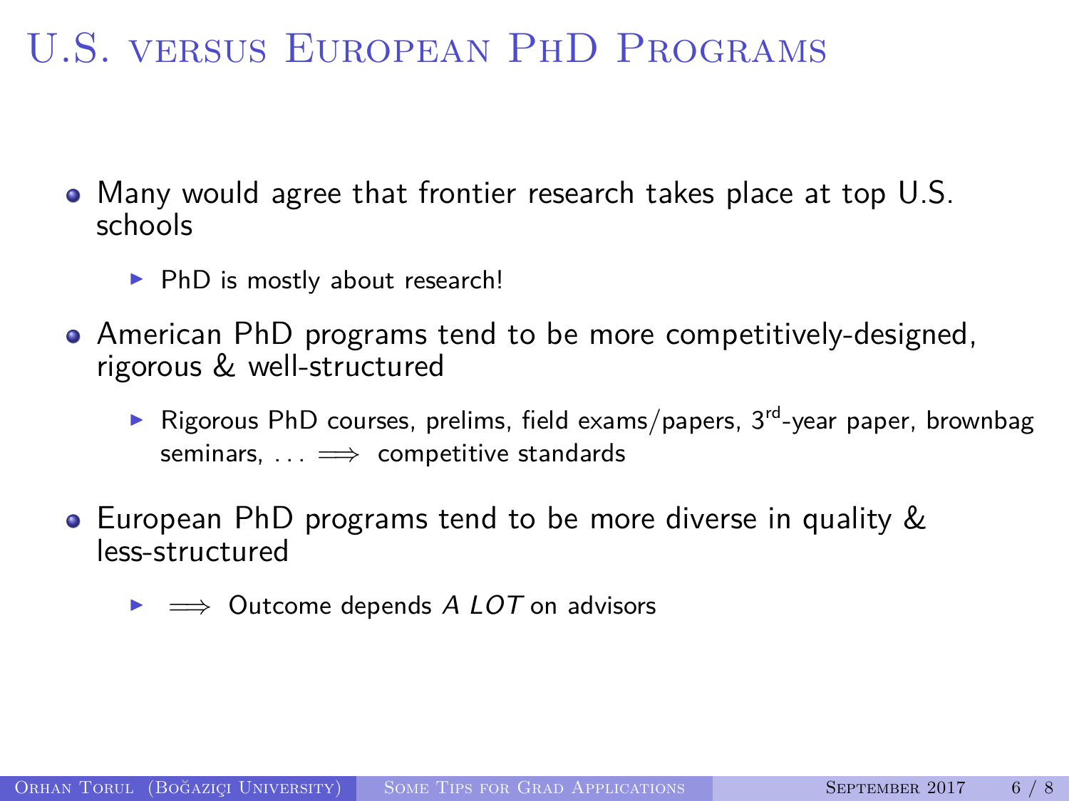# U.S. versus European PhD Programs

- Many would agree that frontier research takes place at top U.S. schools
  - PhD is mostly about research!
- American PhD programs tend to be more competitively-designed, rigorous & well-structured
  - Rigorous PhD courses, prelims, field exams/papers, 3rd-year paper, brownbag seminars, ... $\Longrightarrow$ competitive standards
- European PhD programs tend to be more diverse in quality & less-structured
  - $\Longrightarrow$ Outcome depends *A LOT* on advisors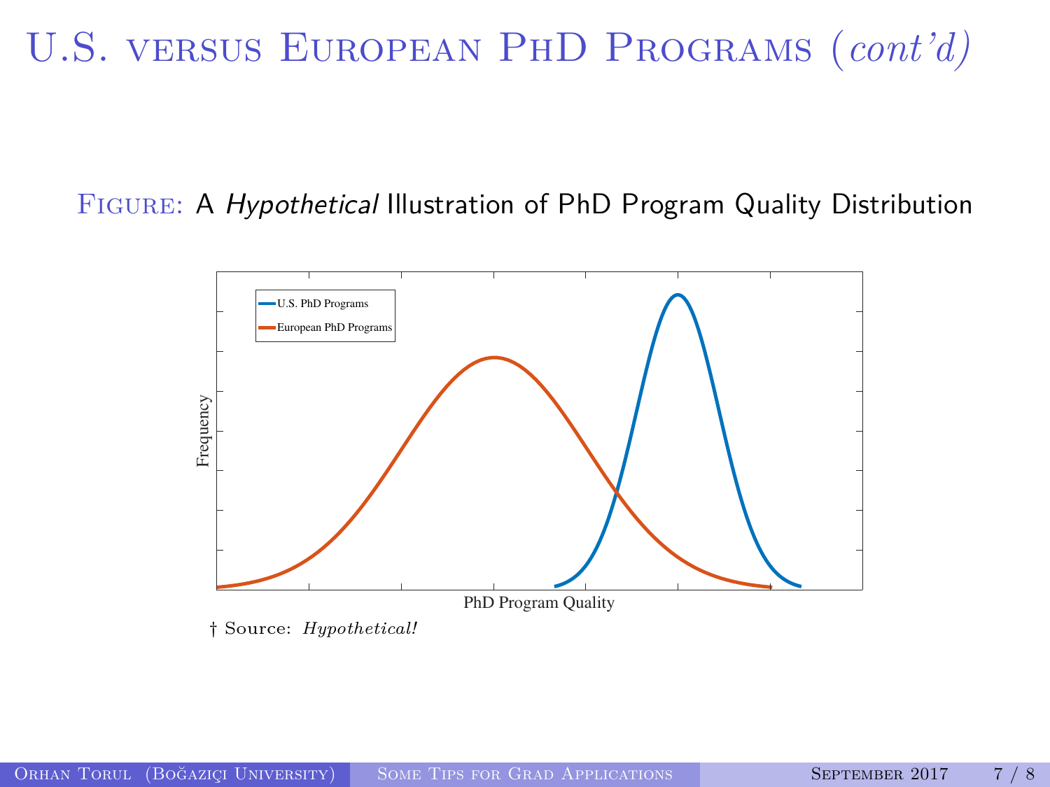# U.S. versus European PhD Programs (*cont'd*)

Figure: A *Hypothetical* Illustration of PhD Program Quality Distribution

U.S. PhD Programs

European PhD Programs

Frequency

PhD Program Quality

† Source: *Hypothetical!*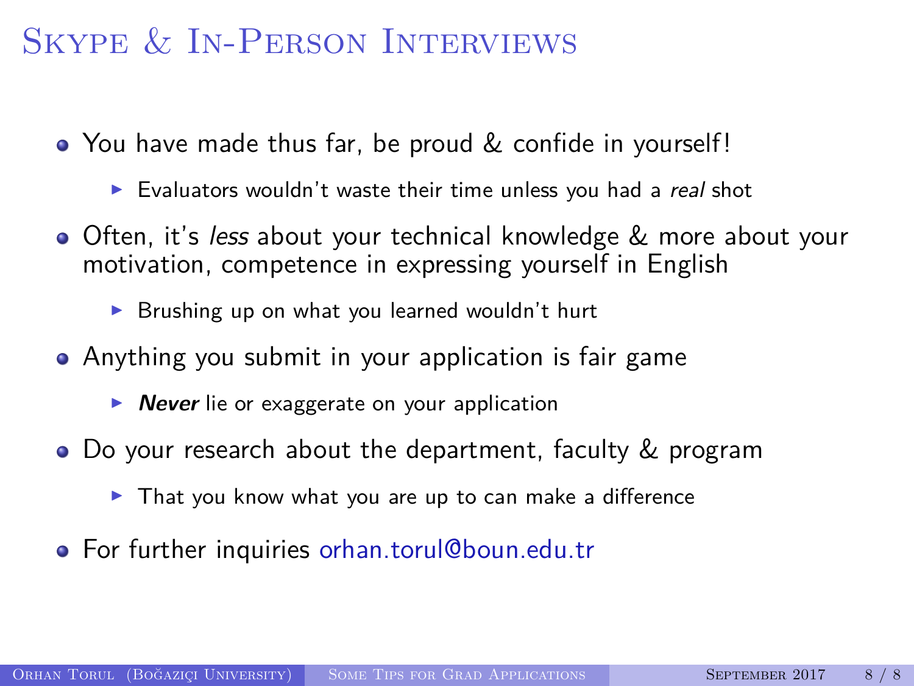# Skype & In-Person Interviews

- You have made thus far, be proud & confide in yourself!
  - Evaluators wouldn't waste their time unless you had a *real* shot
- Often, it's *less* about your technical knowledge & more about your motivation, competence in expressing yourself in English
  - Brushing up on what you learned wouldn't hurt
- Anything you submit in your application is fair game
  - ***Never*** lie or exaggerate on your application
- Do your research about the department, faculty & program
  - That you know what you are up to can make a difference
- For further inquiries orhan.torul@boun.edu.tr